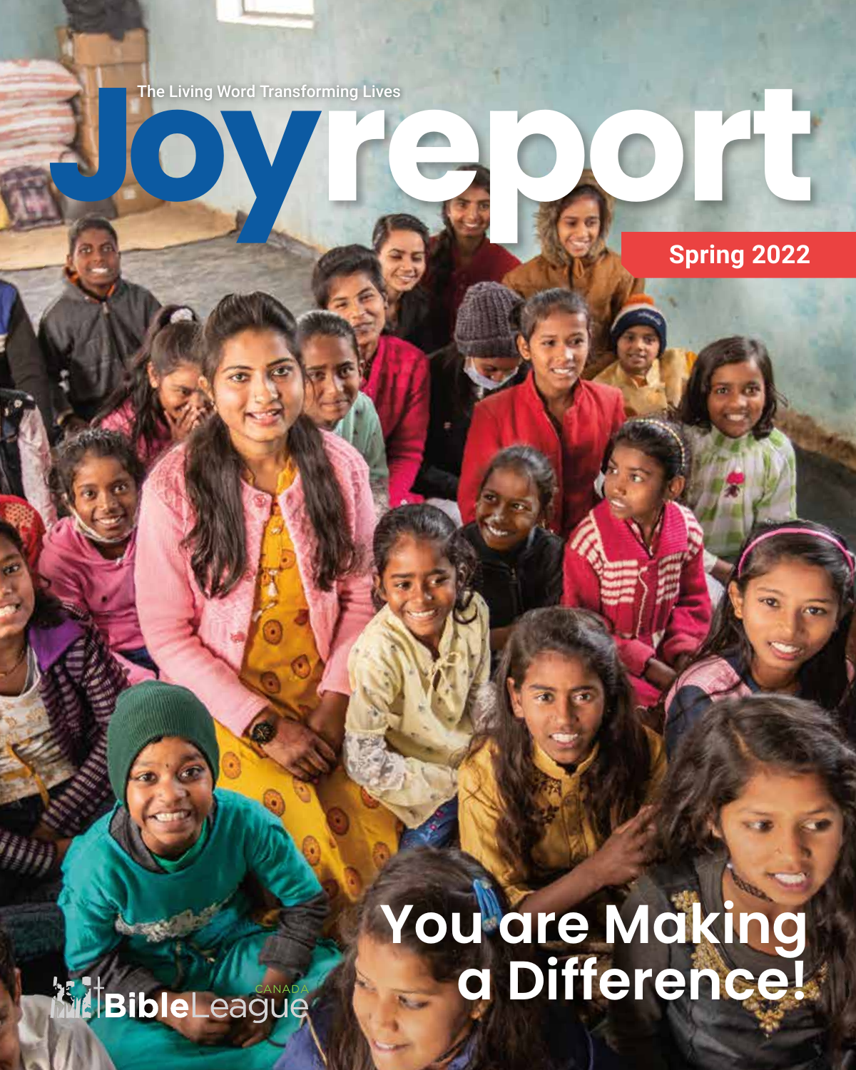The Living Word Transforming Lives

# Joyreport

Spring 2022

## You are Making a Difference!

Bible League CANADA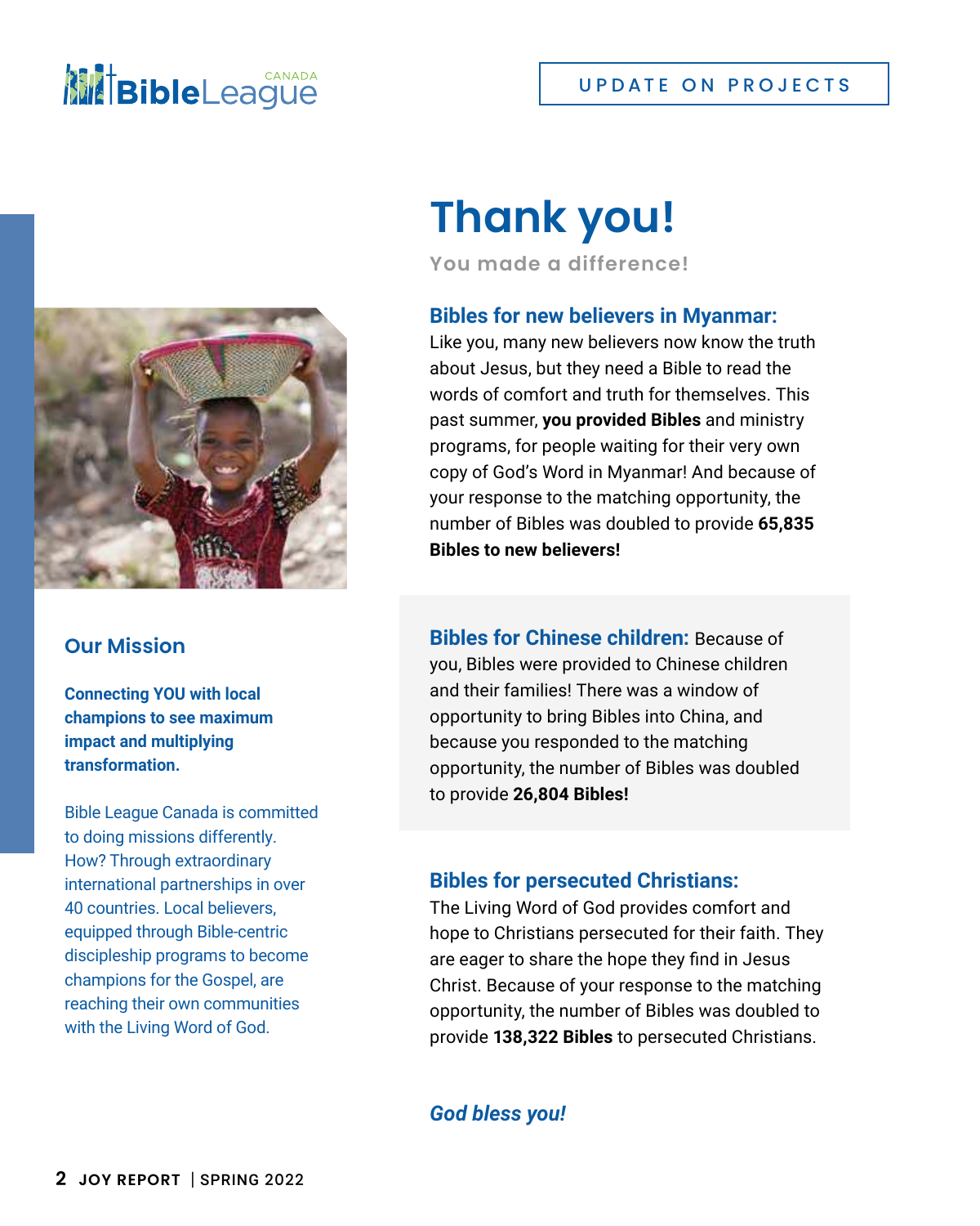# Thank you!

**You made a difference!**

## Bibles for new believers in Myanmar:

Like you, many new believers now know the truth about Jesus, but they need a Bible to read the words of comfort and truth for themselves. This past summer, **you provided Bibles** and ministry programs, for people waiting for their very own copy of God's Word in Myanmar! And because of your response to the matching opportunity, the number of Bibles was doubled to provide **65,835 Bibles to new believers!**

**Bibles for Chinese children:** Because of you, Bibles were provided to Chinese children and their families! There was a window of opportunity to bring Bibles into China, and because you responded to the matching opportunity, the number of Bibles was doubled to provide **26,804 Bibles!**

## Bibles for persecuted Christians:

The Living Word of God provides comfort and hope to Christians persecuted for their faith. They are eager to share the hope they find in Jesus Christ. Because of your response to the matching opportunity, the number of Bibles was doubled to provide **138,322 Bibles** to persecuted Christians.

***God bless you!***

## Our Mission

**Connecting YOU with local champions to see maximum impact and multiplying transformation.**

Bible League Canada is committed to doing missions differently. How? Through extraordinary international partnerships in over 40 countries. Local believers, equipped through Bible-centric discipleship programs to become champions for the Gospel, are reaching their own communities with the Living Word of God.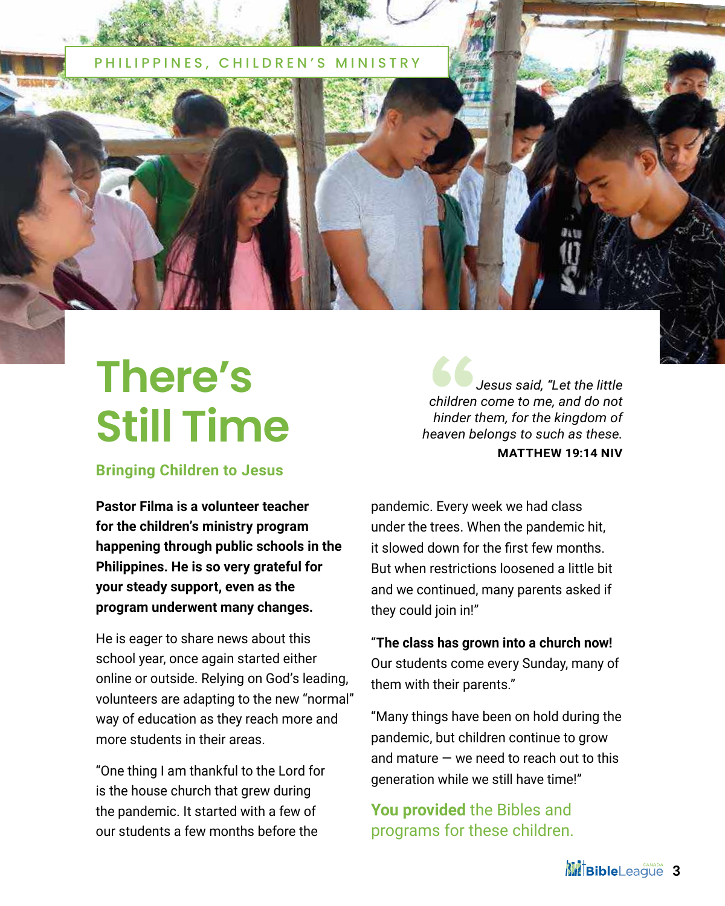PHILIPPINES, CHILDREN'S MINISTRY

# There's Still Time

## Bringing Children to Jesus

> *Jesus said, "Let the little children come to me, and do not hinder them, for the kingdom of heaven belongs to such as these.*
>
> **MATTHEW 19:14 NIV**

**Pastor Filma is a volunteer teacher for the children's ministry program happening through public schools in the Philippines. He is so very grateful for your steady support, even as the program underwent many changes.**

He is eager to share news about this school year, once again started either online or outside. Relying on God's leading, volunteers are adapting to the new "normal" way of education as they reach more and more students in their areas.

"One thing I am thankful to the Lord for is the house church that grew during the pandemic. It started with a few of our students a few months before the pandemic. Every week we had class under the trees. When the pandemic hit, it slowed down for the first few months. But when restrictions loosened a little bit and we continued, many parents asked if they could join in!"

"**The class has grown into a church now!** Our students come every Sunday, many of them with their parents."

"Many things have been on hold during the pandemic, but children continue to grow and mature — we need to reach out to this generation while we still have time!"

**You provided** the Bibles and programs for these children.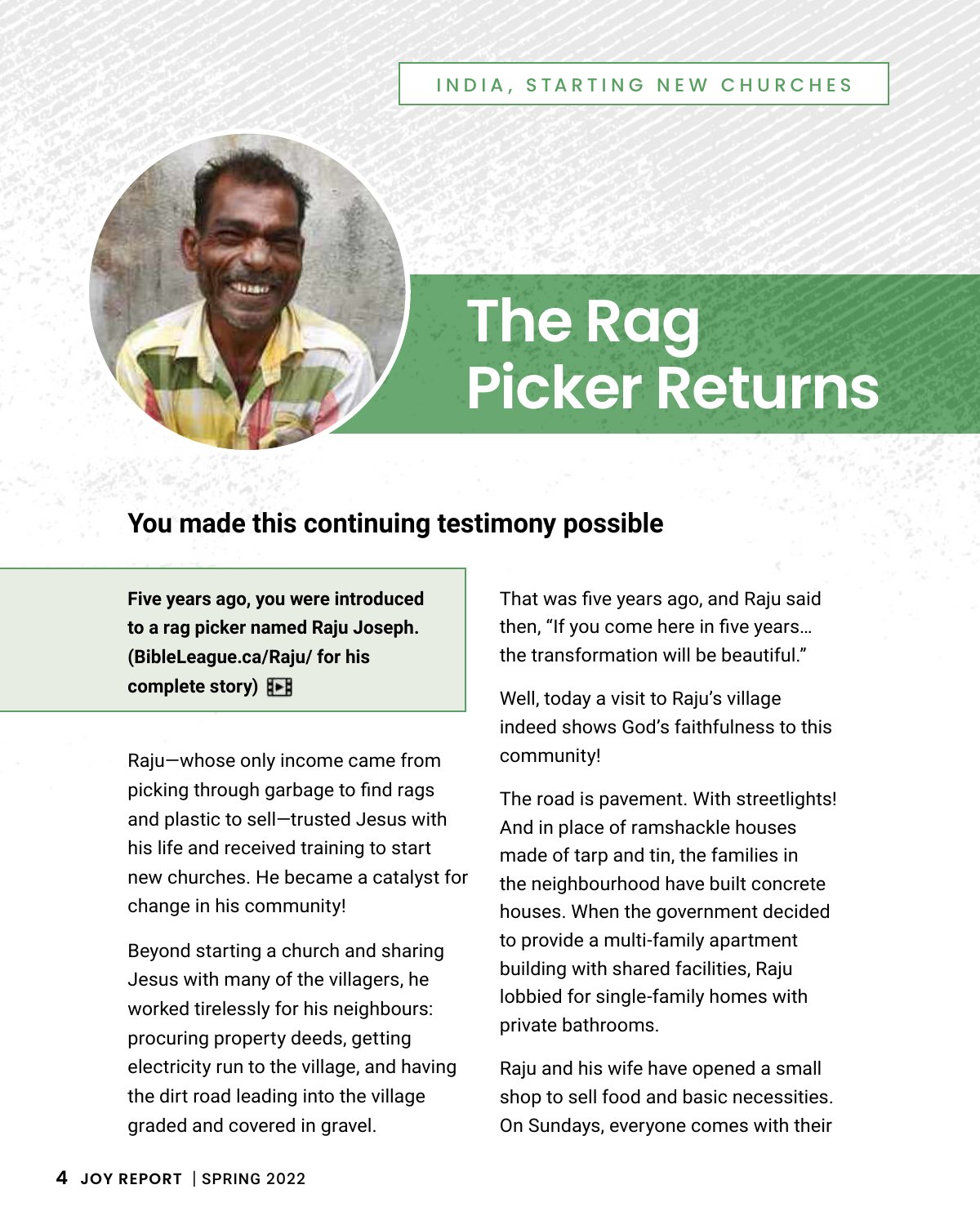INDIA, STARTING NEW CHURCHES

# The Rag Picker Returns

## You made this continuing testimony possible

**Five years ago, you were introduced to a rag picker named Raju Joseph. (BibleLeague.ca/Raju/ for his complete story)**

Raju—whose only income came from picking through garbage to find rags and plastic to sell—trusted Jesus with his life and received training to start new churches. He became a catalyst for change in his community!

Beyond starting a church and sharing Jesus with many of the villagers, he worked tirelessly for his neighbours: procuring property deeds, getting electricity run to the village, and having the dirt road leading into the village graded and covered in gravel.

That was five years ago, and Raju said then, "If you come here in five years… the transformation will be beautiful."

Well, today a visit to Raju's village indeed shows God's faithfulness to this community!

The road is pavement. With streetlights! And in place of ramshackle houses made of tarp and tin, the families in the neighbourhood have built concrete houses. When the government decided to provide a multi-family apartment building with shared facilities, Raju lobbied for single-family homes with private bathrooms.

Raju and his wife have opened a small shop to sell food and basic necessities. On Sundays, everyone comes with their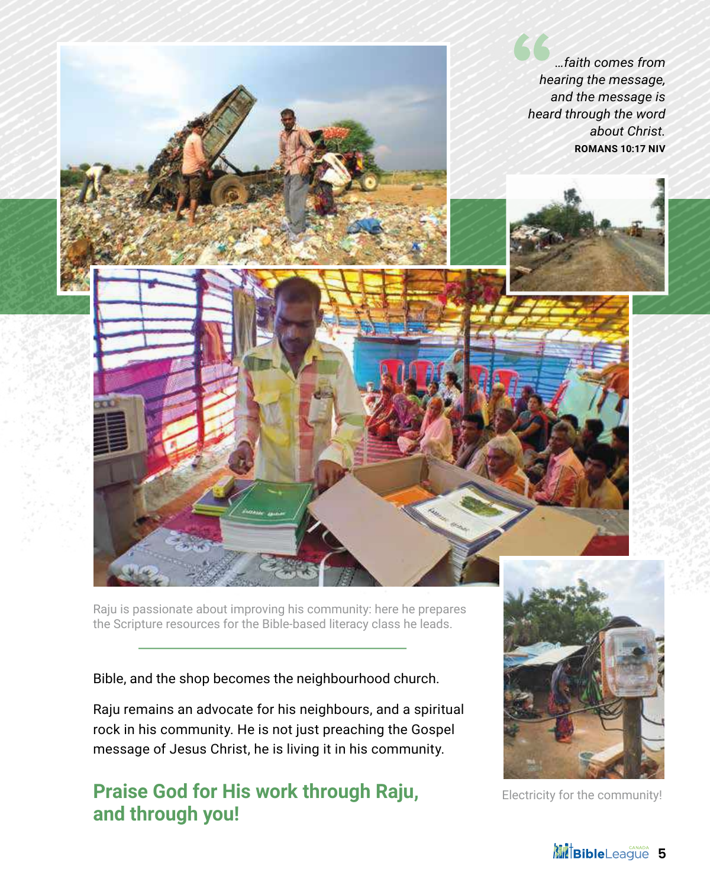> *…faith comes from hearing the message, and the message is heard through the word about Christ.*
> **ROMANS 10:17 NIV**

Raju is passionate about improving his community: here he prepares the Scripture resources for the Bible-based literacy class he leads.

Bible, and the shop becomes the neighbourhood church.

Raju remains an advocate for his neighbours, and a spiritual rock in his community. He is not just preaching the Gospel message of Jesus Christ, he is living it in his community.

## Praise God for His work through Raju, and through you!

Electricity for the community!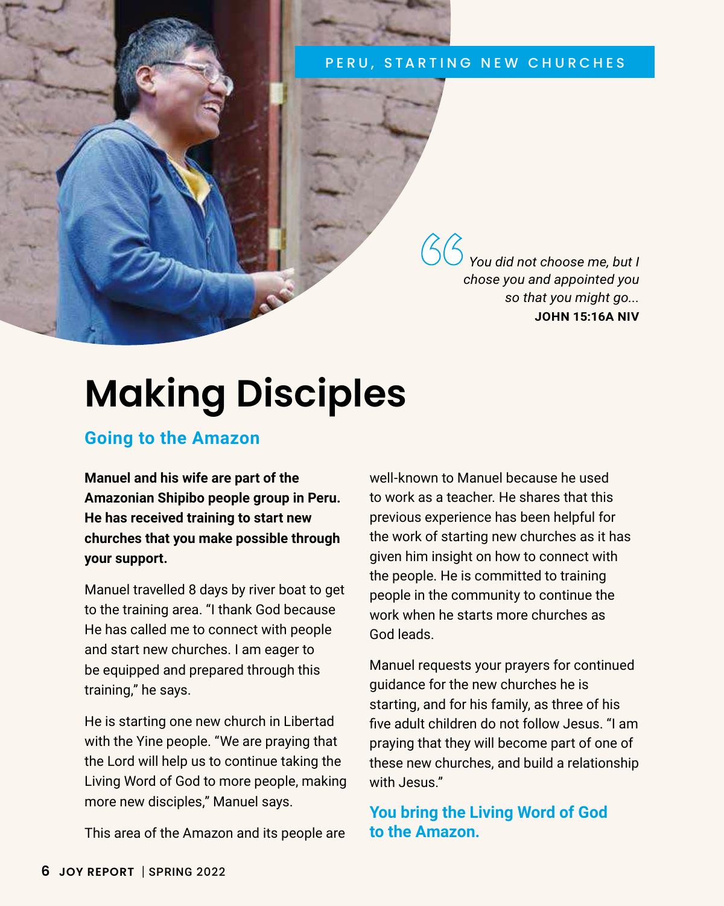PERU, STARTING NEW CHURCHES

> *You did not choose me, but I chose you and appointed you so that you might go...*
> **JOHN 15:16A NIV**

# Making Disciples

## Going to the Amazon

**Manuel and his wife are part of the Amazonian Shipibo people group in Peru. He has received training to start new churches that you make possible through your support.**

Manuel travelled 8 days by river boat to get to the training area. "I thank God because He has called me to connect with people and start new churches. I am eager to be equipped and prepared through this training," he says.

He is starting one new church in Libertad with the Yine people. "We are praying that the Lord will help us to continue taking the Living Word of God to more people, making more new disciples," Manuel says.

This area of the Amazon and its people are well-known to Manuel because he used to work as a teacher. He shares that this previous experience has been helpful for the work of starting new churches as it has given him insight on how to connect with the people. He is committed to training people in the community to continue the work when he starts more churches as God leads.

Manuel requests your prayers for continued guidance for the new churches he is starting, and for his family, as three of his five adult children do not follow Jesus. "I am praying that they will become part of one of these new churches, and build a relationship with Jesus."

**You bring the Living Word of God to the Amazon.**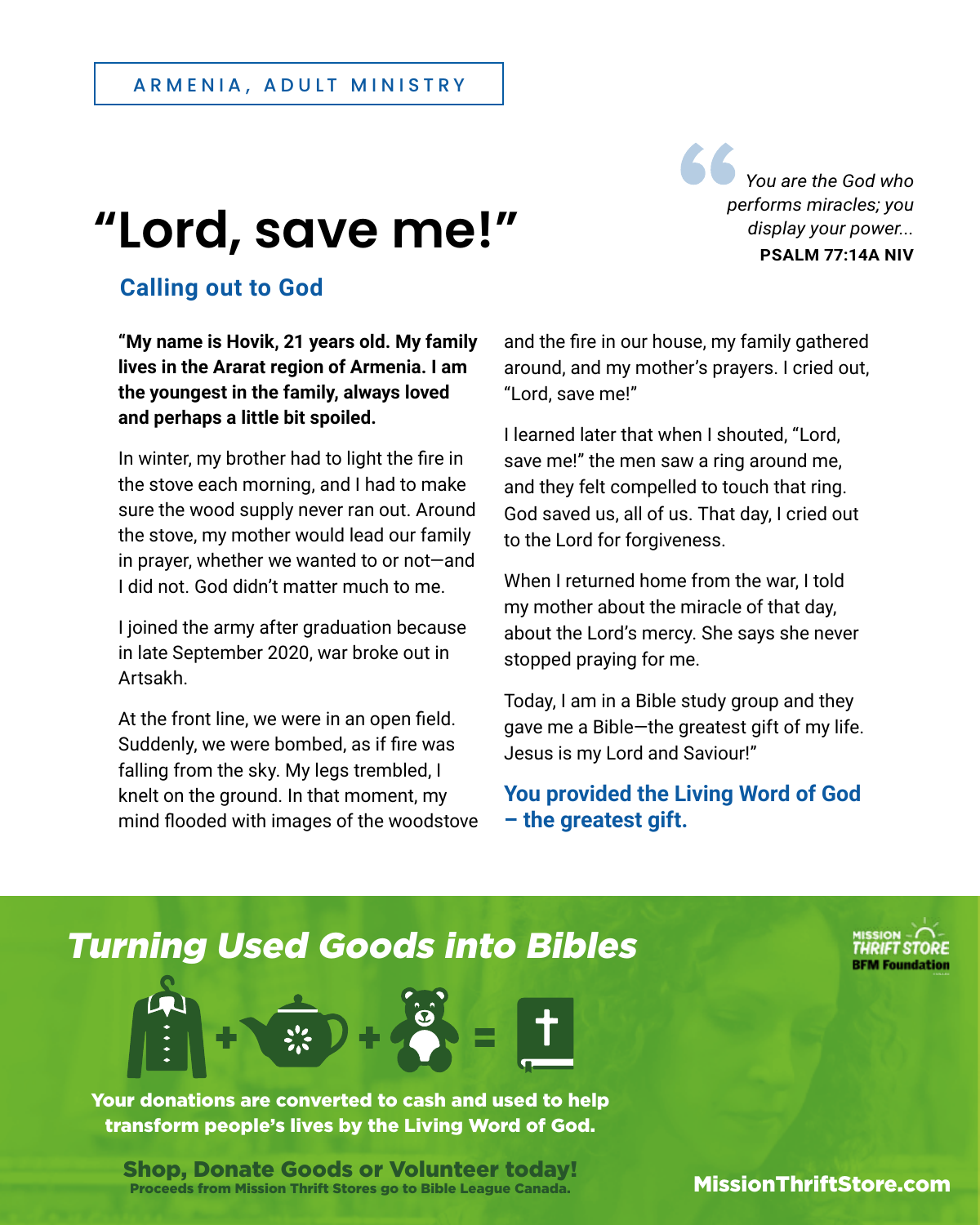ARMENIA, ADULT MINISTRY

# "Lord, save me!"

> *You are the God who performs miracles; you display your power...*
> **PSALM 77:14A NIV**

## Calling out to God

**"My name is Hovik, 21 years old. My family lives in the Ararat region of Armenia. I am the youngest in the family, always loved and perhaps a little bit spoiled.**

In winter, my brother had to light the fire in the stove each morning, and I had to make sure the wood supply never ran out. Around the stove, my mother would lead our family in prayer, whether we wanted to or not—and I did not. God didn't matter much to me.

I joined the army after graduation because in late September 2020, war broke out in Artsakh.

At the front line, we were in an open field. Suddenly, we were bombed, as if fire was falling from the sky. My legs trembled, I knelt on the ground. In that moment, my mind flooded with images of the woodstove and the fire in our house, my family gathered around, and my mother's prayers. I cried out, "Lord, save me!"

I learned later that when I shouted, "Lord, save me!" the men saw a ring around me, and they felt compelled to touch that ring. God saved us, all of us. That day, I cried out to the Lord for forgiveness.

When I returned home from the war, I told my mother about the miracle of that day, about the Lord's mercy. She says she never stopped praying for me.

Today, I am in a Bible study group and they gave me a Bible—the greatest gift of my life. Jesus is my Lord and Saviour!"

**You provided the Living Word of God – the greatest gift.**

## *Turning Used Goods into Bibles*

MISSION THRIFT STORE
BFM Foundation

**Your donations are converted to cash and used to help transform people's lives by the Living Word of God.**

**Shop, Donate Goods or Volunteer today!**
**Proceeds from Mission Thrift Stores go to Bible League Canada.**

**MissionThriftStore.com**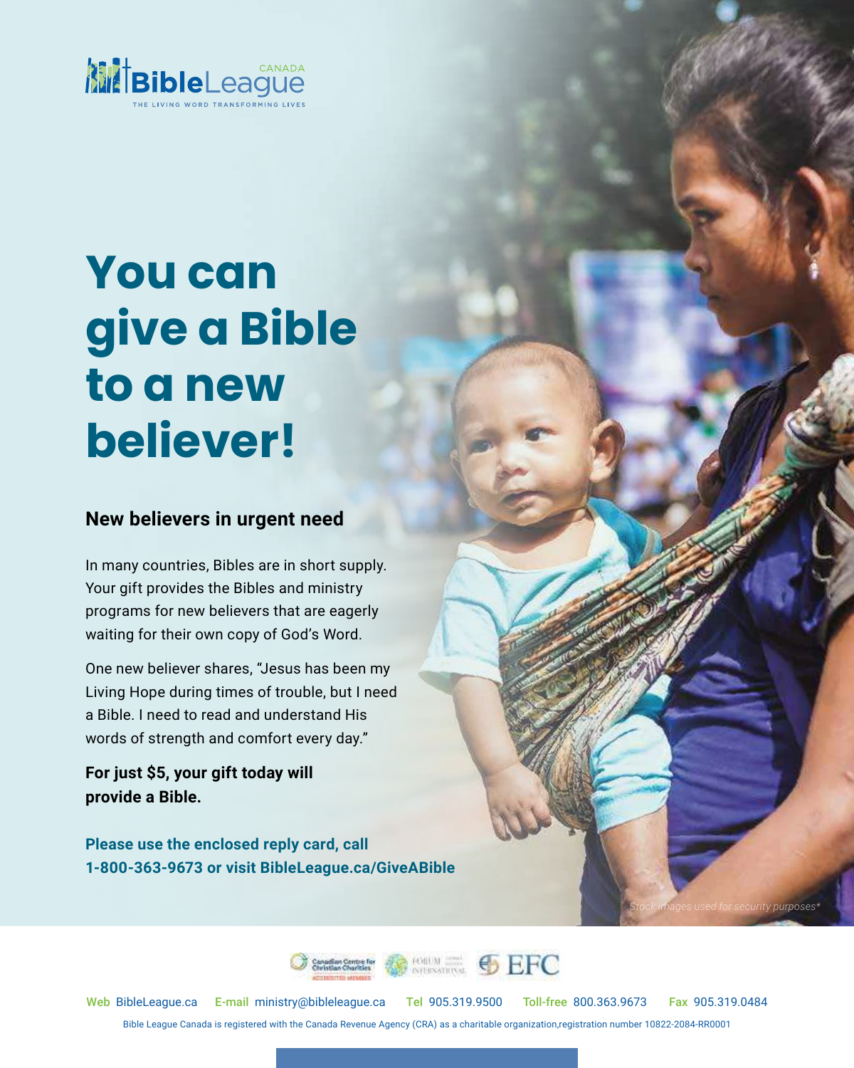Bible League CANADA

THE LIVING WORD TRANSFORMING LIVES

# You can give a Bible to a new believer!

## New believers in urgent need

In many countries, Bibles are in short supply. Your gift provides the Bibles and ministry programs for new believers that are eagerly waiting for their own copy of God's Word.

One new believer shares, "Jesus has been my Living Hope during times of trouble, but I need a Bible. I need to read and understand His words of strength and comfort every day."

**For just $5, your gift today will provide a Bible.**

**Please use the enclosed reply card, call 1-800-363-9673 or visit BibleLeague.ca/GiveABible**

*Stock images used for security purposes**

Web BibleLeague.ca E-mail ministry@bibleleague.ca Tel 905.319.9500 Toll-free 800.363.9673 Fax 905.319.0484

Bible League Canada is registered with the Canada Revenue Agency (CRA) as a charitable organization,registration number 10822-2084-RR0001